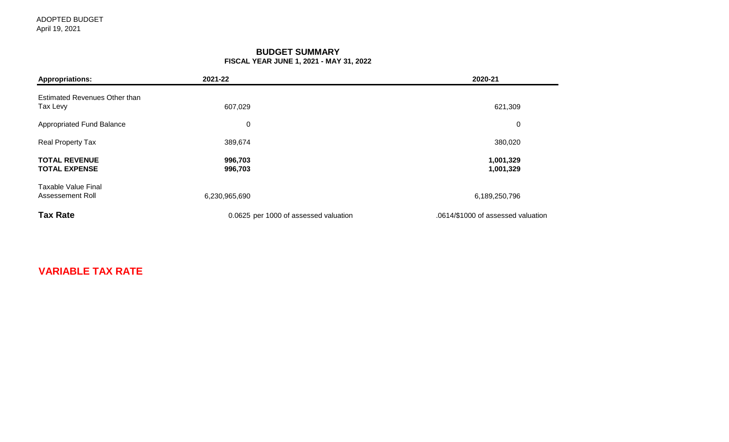ADOPTED BUDGET
April 19, 2021

## BUDGET SUMMARY
### FISCAL YEAR JUNE 1, 2021 - MAY 31, 2022

| **Appropriations:** | **2021-22** | **2020-21** |
|---|---|---|
| Estimated Revenues Other than Tax Levy | 607,029 | 621,309 |
| Appropriated Fund Balance | 0 | 0 |
| Real Property Tax | 389,674 | 380,020 |
| **TOTAL REVENUE** | **996,703** | **1,001,329** |
| **TOTAL EXPENSE** | **996,703** | **1,001,329** |
| Taxable Value Final Assessement Roll | 6,230,965,690 | 6,189,250,796 |
| **Tax Rate** | 0.0625 per 1000 of assessed valuation | .0614/$1000 of assessed valuation |

**VARIABLE TAX RATE**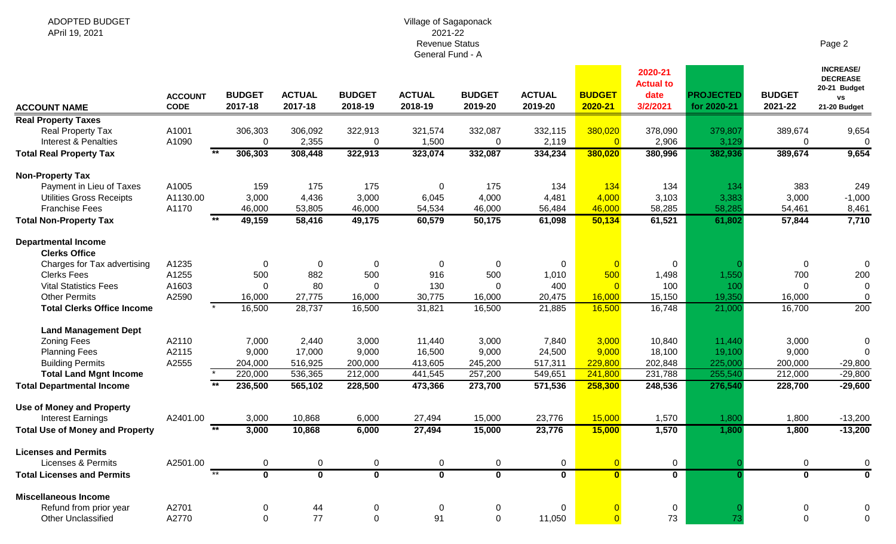ADOPTED BUDGET
APril 19, 2021

Village of Sagaponack
2021-22
Revenue Status
General Fund - A

| ACCOUNT NAME | ACCOUNT CODE | | BUDGET 2017-18 | ACTUAL 2017-18 | BUDGET 2018-19 | ACTUAL 2018-19 | BUDGET 2019-20 | ACTUAL 2019-20 | BUDGET 2020-21 | 2020-21 Actual to date 3/2/2021 | PROJECTED for 2020-21 | BUDGET 2021-22 | INCREASE/ DECREASE 20-21 Budget vs 21-20 Budget |
|---|---|---|---|---|---|---|---|---|---|---|---|---|---|
| **Real Property Taxes** | | | | | | | | | | | | | |
| Real Property Tax | A1001 | | 306,303 | 306,092 | 322,913 | 321,574 | 332,087 | 332,115 | 380,020 | 378,090 | 379,807 | 389,674 | 9,654 |
| Interest & Penalties | A1090 | | 0 | 2,355 | 0 | 1,500 | 0 | 2,119 | 0 | 2,906 | 3,129 | 0 | 0 |
| **Total Real Property Tax** | | ** | **306,303** | **308,448** | **322,913** | **323,074** | **332,087** | **334,234** | **380,020** | **380,996** | **382,936** | **389,674** | **9,654** |
| **Non-Property Tax** | | | | | | | | | | | | | |
| Payment in Lieu of Taxes | A1005 | | 159 | 175 | 175 | 0 | 175 | 134 | 134 | 134 | 134 | 383 | 249 |
| Utilities Gross Receipts | A1130.00 | | 3,000 | 4,436 | 3,000 | 6,045 | 4,000 | 4,481 | 4,000 | 3,103 | 3,383 | 3,000 | -1,000 |
| Franchise Fees | A1170 | | 46,000 | 53,805 | 46,000 | 54,534 | 46,000 | 56,484 | 46,000 | 58,285 | 58,285 | 54,461 | 8,461 |
| **Total Non-Property Tax** | | ** | **49,159** | **58,416** | **49,175** | **60,579** | **50,175** | **61,098** | **50,134** | **61,521** | **61,802** | **57,844** | **7,710** |
| **Departmental Income** | | | | | | | | | | | | | |
| **Clerks Office** | | | | | | | | | | | | | |
| Charges for Tax advertising | A1235 | | 0 | 0 | 0 | 0 | 0 | 0 | 0 | 0 | 0 | 0 | 0 |
| Clerks Fees | A1255 | | 500 | 882 | 500 | 916 | 500 | 1,010 | 500 | 1,498 | 1,550 | 700 | 200 |
| Vital Statistics Fees | A1603 | | 0 | 80 | 0 | 130 | 0 | 400 | 0 | 100 | 100 | 0 | 0 |
| Other Permits | A2590 | | 16,000 | 27,775 | 16,000 | 30,775 | 16,000 | 20,475 | 16,000 | 15,150 | 19,350 | 16,000 | 0 |
| **Total Clerks Office Income** | | * | 16,500 | 28,737 | 16,500 | 31,821 | 16,500 | 21,885 | 16,500 | 16,748 | 21,000 | 16,700 | 200 |
| **Land Management Dept** | | | | | | | | | | | | | |
| Zoning Fees | A2110 | | 7,000 | 2,440 | 3,000 | 11,440 | 3,000 | 7,840 | 3,000 | 10,840 | 11,440 | 3,000 | 0 |
| Planning Fees | A2115 | | 9,000 | 17,000 | 9,000 | 16,500 | 9,000 | 24,500 | 9,000 | 18,100 | 19,100 | 9,000 | 0 |
| Building Permits | A2555 | | 204,000 | 516,925 | 200,000 | 413,605 | 245,200 | 517,311 | 229,800 | 202,848 | 225,000 | 200,000 | -29,800 |
| **Total Land Mgnt Income** | | * | 220,000 | 536,365 | 212,000 | 441,545 | 257,200 | 549,651 | 241,800 | 231,788 | 255,540 | 212,000 | -29,800 |
| **Total Departmental Income** | | ** | **236,500** | **565,102** | **228,500** | **473,366** | **273,700** | **571,536** | **258,300** | **248,536** | **276,540** | **228,700** | **-29,600** |
| **Use of Money and Property** | | | | | | | | | | | | | |
| Interest Earnings | A2401.00 | | 3,000 | 10,868 | 6,000 | 27,494 | 15,000 | 23,776 | 15,000 | 1,570 | 1,800 | 1,800 | -13,200 |
| **Total Use of Money and Property** | | ** | **3,000** | **10,868** | **6,000** | **27,494** | **15,000** | **23,776** | **15,000** | **1,570** | **1,800** | **1,800** | **-13,200** |
| **Licenses and Permits** | | | | | | | | | | | | | |
| Licenses & Permits | A2501.00 | | 0 | 0 | 0 | 0 | 0 | 0 | 0 | 0 | 0 | 0 | 0 |
| **Total Licenses and Permits** | | ** | **0** | **0** | **0** | **0** | **0** | **0** | **0** | **0** | **0** | **0** | **0** |
| **Miscellaneous Income** | | | | | | | | | | | | | |
| Refund from prior year | A2701 | | 0 | 44 | 0 | 0 | 0 | 0 | 0 | 0 | 0 | 0 | 0 |
| Other Unclassified | A2770 | | 0 | 77 | 0 | 91 | 0 | 11,050 | 0 | 73 | 73 | 0 | 0 |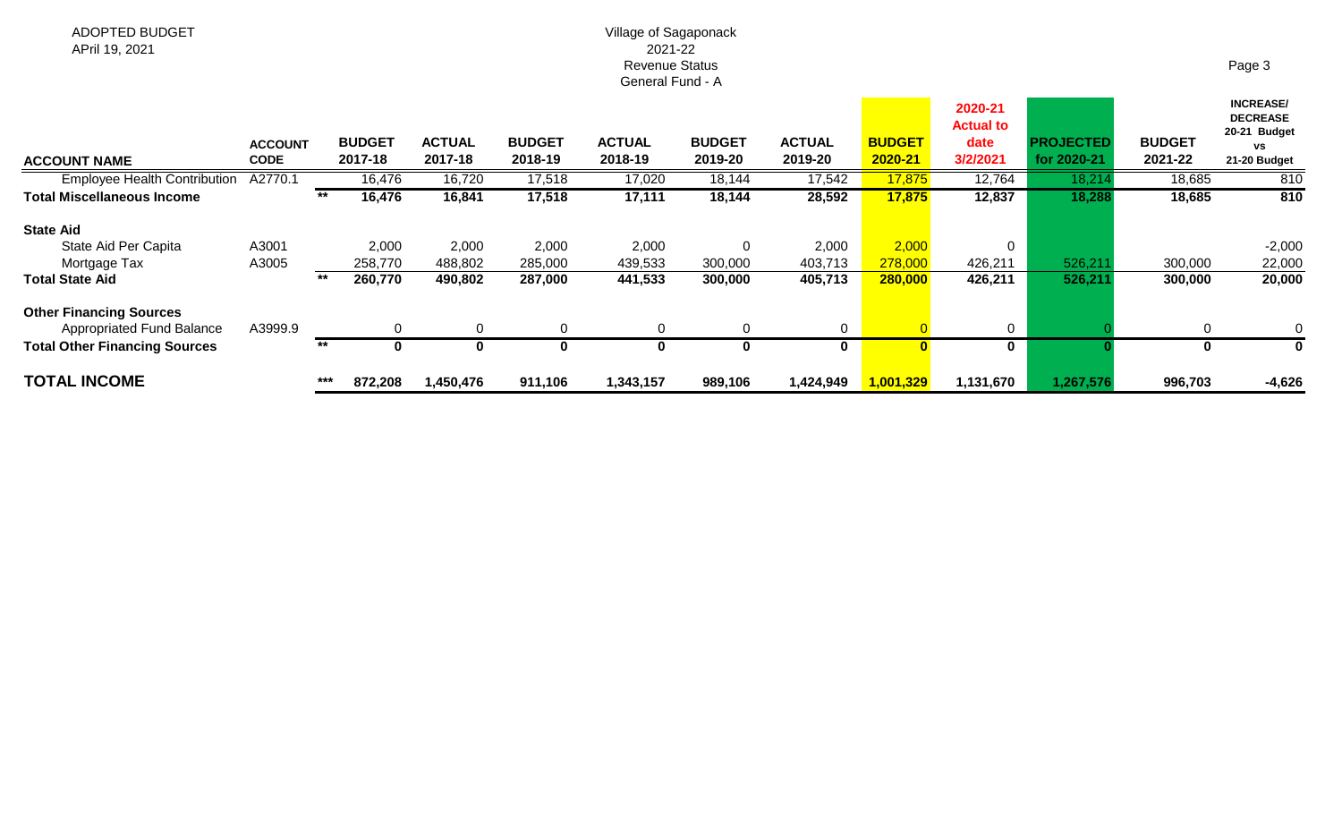ADOPTED BUDGET
APril 19, 2021

Village of Sagaponack
2021-22
Revenue Status
General Fund - A

| ACCOUNT NAME | ACCOUNT CODE | | BUDGET 2017-18 | ACTUAL 2017-18 | BUDGET 2018-19 | ACTUAL 2018-19 | BUDGET 2019-20 | ACTUAL 2019-20 | BUDGET 2020-21 | 2020-21 Actual to date 3/2/2021 | PROJECTED for 2020-21 | BUDGET 2021-22 | INCREASE/ DECREASE 20-21 Budget vs 21-20 Budget |
|---|---|---|---|---|---|---|---|---|---|---|---|---|---|
| Employee Health Contribution | A2770.1 | | 16,476 | 16,720 | 17,518 | 17,020 | 18,144 | 17,542 | 17,875 | 12,764 | 18,214 | 18,685 | 810 |
| **Total Miscellaneous Income** | | ** | **16,476** | **16,841** | **17,518** | **17,111** | **18,144** | **28,592** | **17,875** | **12,837** | **18,288** | **18,685** | **810** |
| **State Aid** | | | | | | | | | | | | | |
| State Aid Per Capita | A3001 | | 2,000 | 2,000 | 2,000 | 2,000 | 0 | 2,000 | 2,000 | 0 | | | -2,000 |
| Mortgage Tax | A3005 | | 258,770 | 488,802 | 285,000 | 439,533 | 300,000 | 403,713 | 278,000 | 426,211 | 526,211 | 300,000 | 22,000 |
| **Total State Aid** | | ** | **260,770** | **490,802** | **287,000** | **441,533** | **300,000** | **405,713** | **280,000** | **426,211** | **526,211** | **300,000** | **20,000** |
| **Other Financing Sources** | | | | | | | | | | | | | |
| Appropriated Fund Balance | A3999.9 | | 0 | 0 | 0 | 0 | 0 | 0 | 0 | 0 | 0 | 0 | 0 |
| **Total Other Financing Sources** | | ** | **0** | **0** | **0** | **0** | **0** | **0** | **0** | **0** | **0** | **0** | **0** |
| **TOTAL INCOME** | | *** | **872,208** | **1,450,476** | **911,106** | **1,343,157** | **989,106** | **1,424,949** | **1,001,329** | **1,131,670** | **1,267,576** | **996,703** | **-4,626** |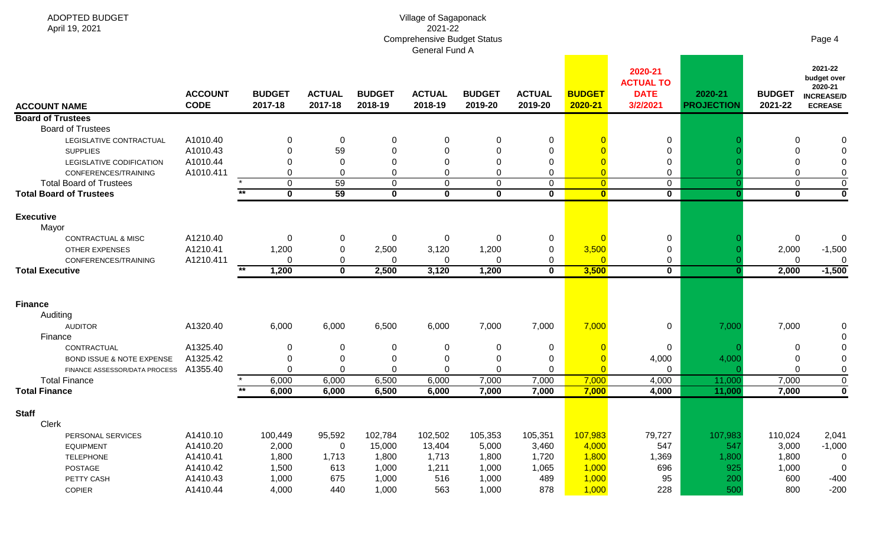ADOPTED BUDGET
April 19, 2021

Village of Sagaponack
2021-22
Comprehensive Budget Status
General Fund A

| ACCOUNT NAME | ACCOUNT CODE | | BUDGET 2017-18 | ACTUAL 2017-18 | BUDGET 2018-19 | ACTUAL 2018-19 | BUDGET 2019-20 | ACTUAL 2019-20 | BUDGET 2020-21 | 2020-21 ACTUAL TO DATE 3/2/2021 | 2020-21 PROJECTION | BUDGET 2021-22 | 2021-22 budget over 2020-21 INCREASE/DECREASE |
|---|---|---|---|---|---|---|---|---|---|---|---|---|---|
| **Board of Trustees** | | | | | | | | | | | | | |
| Board of Trustees | | | | | | | | | | | | | |
| LEGISLATIVE CONTRACTUAL | A1010.40 | | 0 | 0 | 0 | 0 | 0 | 0 | 0 | 0 | 0 | 0 | 0 |
| SUPPLIES | A1010.43 | | 0 | 59 | 0 | 0 | 0 | 0 | 0 | 0 | 0 | 0 | 0 |
| LEGISLATIVE CODIFICATION | A1010.44 | | 0 | 0 | 0 | 0 | 0 | 0 | 0 | 0 | 0 | 0 | 0 |
| CONFERENCES/TRAINING | A1010.411 | | 0 | 0 | 0 | 0 | 0 | 0 | 0 | 0 | 0 | 0 | 0 |
| Total Board of Trustees | | * | 0 | 59 | 0 | 0 | 0 | 0 | 0 | 0 | 0 | 0 | 0 |
| **Total Board of Trustees** | | ** | **0** | **59** | **0** | **0** | **0** | **0** | **0** | **0** | **0** | **0** | **0** |
| **Executive** | | | | | | | | | | | | | |
| Mayor | | | | | | | | | | | | | |
| CONTRACTUAL & MISC | A1210.40 | | 0 | 0 | 0 | 0 | 0 | 0 | 0 | 0 | 0 | 0 | 0 |
| OTHER EXPENSES | A1210.41 | | 1,200 | 0 | 2,500 | 3,120 | 1,200 | 0 | 3,500 | 0 | 0 | 2,000 | -1,500 |
| CONFERENCES/TRAINING | A1210.411 | | 0 | 0 | 0 | 0 | 0 | 0 | 0 | 0 | 0 | 0 | 0 |
| **Total Executive** | | ** | **1,200** | **0** | **2,500** | **3,120** | **1,200** | **0** | **3,500** | **0** | **0** | **2,000** | **-1,500** |
| **Finance** | | | | | | | | | | | | | |
| Auditing | | | | | | | | | | | | | |
| AUDITOR | A1320.40 | | 6,000 | 6,000 | 6,500 | 6,000 | 7,000 | 7,000 | 7,000 | 0 | 7,000 | 7,000 | 0 |
| Finance | | | | | | | | | | | | | 0 |
| CONTRACTUAL | A1325.40 | | 0 | 0 | 0 | 0 | 0 | 0 | 0 | 0 | 0 | 0 | 0 |
| BOND ISSUE & NOTE EXPENSE | A1325.42 | | 0 | 0 | 0 | 0 | 0 | 0 | 0 | 4,000 | 4,000 | 0 | 0 |
| FINANCE ASSESSOR/DATA PROCESS | A1355.40 | | 0 | 0 | 0 | 0 | 0 | 0 | 0 | 0 | 0 | 0 | 0 |
| Total Finance | | * | 6,000 | 6,000 | 6,500 | 6,000 | 7,000 | 7,000 | 7,000 | 4,000 | 11,000 | 7,000 | 0 |
| **Total Finance** | | ** | **6,000** | **6,000** | **6,500** | **6,000** | **7,000** | **7,000** | **7,000** | **4,000** | **11,000** | **7,000** | **0** |
| **Staff** | | | | | | | | | | | | | |
| Clerk | | | | | | | | | | | | | |
| PERSONAL SERVICES | A1410.10 | | 100,449 | 95,592 | 102,784 | 102,502 | 105,353 | 105,351 | 107,983 | 79,727 | 107,983 | 110,024 | 2,041 |
| EQUIPMENT | A1410.20 | | 2,000 | 0 | 15,000 | 13,404 | 5,000 | 3,460 | 4,000 | 547 | 547 | 3,000 | -1,000 |
| TELEPHONE | A1410.41 | | 1,800 | 1,713 | 1,800 | 1,713 | 1,800 | 1,720 | 1,800 | 1,369 | 1,800 | 1,800 | 0 |
| POSTAGE | A1410.42 | | 1,500 | 613 | 1,000 | 1,211 | 1,000 | 1,065 | 1,000 | 696 | 925 | 1,000 | 0 |
| PETTY CASH | A1410.43 | | 1,000 | 675 | 1,000 | 516 | 1,000 | 489 | 1,000 | 95 | 200 | 600 | -400 |
| COPIER | A1410.44 | | 4,000 | 440 | 1,000 | 563 | 1,000 | 878 | 1,000 | 228 | 500 | 800 | -200 |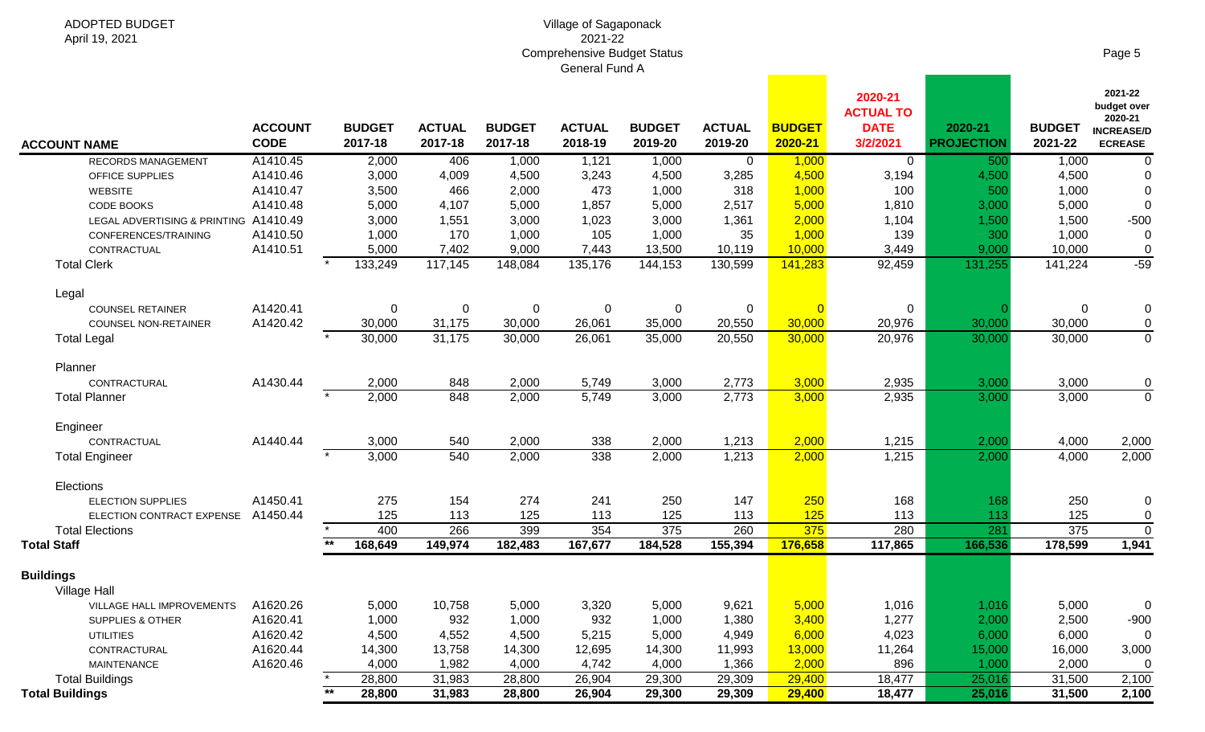ADOPTED BUDGET
April 19, 2021

# Village of Sagaponack
## 2021-22
## Comprehensive Budget Status
## General Fund A

| ACCOUNT NAME | ACCOUNT CODE | | BUDGET 2017-18 | ACTUAL 2017-18 | BUDGET 2017-18 | ACTUAL 2018-19 | BUDGET 2019-20 | ACTUAL 2019-20 | BUDGET 2020-21 | 2020-21 ACTUAL TO DATE 3/2/2021 | 2020-21 PROJECTION | BUDGET 2021-22 | 2021-22 budget over 2020-21 INCREASE/DECREASE |
|---|---|---|---|---|---|---|---|---|---|---|---|---|---|
| RECORDS MANAGEMENT | A1410.45 | | 2,000 | 406 | 1,000 | 1,121 | 1,000 | 0 | 1,000 | 0 | 500 | 1,000 | 0 |
| OFFICE SUPPLIES | A1410.46 | | 3,000 | 4,009 | 4,500 | 3,243 | 4,500 | 3,285 | 4,500 | 3,194 | 4,500 | 4,500 | 0 |
| WEBSITE | A1410.47 | | 3,500 | 466 | 2,000 | 473 | 1,000 | 318 | 1,000 | 100 | 500 | 1,000 | 0 |
| CODE BOOKS | A1410.48 | | 5,000 | 4,107 | 5,000 | 1,857 | 5,000 | 2,517 | 5,000 | 1,810 | 3,000 | 5,000 | 0 |
| LEGAL ADVERTISING & PRINTING | A1410.49 | | 3,000 | 1,551 | 3,000 | 1,023 | 3,000 | 1,361 | 2,000 | 1,104 | 1,500 | 1,500 | -500 |
| CONFERENCES/TRAINING | A1410.50 | | 1,000 | 170 | 1,000 | 105 | 1,000 | 35 | 1,000 | 139 | 300 | 1,000 | 0 |
| CONTRACTUAL | A1410.51 | | 5,000 | 7,402 | 9,000 | 7,443 | 13,500 | 10,119 | 10,000 | 3,449 | 9,000 | 10,000 | 0 |
| Total Clerk | | * | 133,249 | 117,145 | 148,084 | 135,176 | 144,153 | 130,599 | 141,283 | 92,459 | 131,255 | 141,224 | -59 |
| Legal | | | | | | | | | | | | | |
| COUNSEL RETAINER | A1420.41 | | 0 | 0 | 0 | 0 | 0 | 0 | 0 | 0 | 0 | 0 | 0 |
| COUNSEL NON-RETAINER | A1420.42 | | 30,000 | 31,175 | 30,000 | 26,061 | 35,000 | 20,550 | 30,000 | 20,976 | 30,000 | 30,000 | 0 |
| Total Legal | | * | 30,000 | 31,175 | 30,000 | 26,061 | 35,000 | 20,550 | 30,000 | 20,976 | 30,000 | 30,000 | 0 |
| Planner | | | | | | | | | | | | | |
| CONTRACTURAL | A1430.44 | | 2,000 | 848 | 2,000 | 5,749 | 3,000 | 2,773 | 3,000 | 2,935 | 3,000 | 3,000 | 0 |
| Total Planner | | * | 2,000 | 848 | 2,000 | 5,749 | 3,000 | 2,773 | 3,000 | 2,935 | 3,000 | 3,000 | 0 |
| Engineer | | | | | | | | | | | | | |
| CONTRACTUAL | A1440.44 | | 3,000 | 540 | 2,000 | 338 | 2,000 | 1,213 | 2,000 | 1,215 | 2,000 | 4,000 | 2,000 |
| Total Engineer | | * | 3,000 | 540 | 2,000 | 338 | 2,000 | 1,213 | 2,000 | 1,215 | 2,000 | 4,000 | 2,000 |
| Elections | | | | | | | | | | | | | |
| ELECTION SUPPLIES | A1450.41 | | 275 | 154 | 274 | 241 | 250 | 147 | 250 | 168 | 168 | 250 | 0 |
| ELECTION CONTRACT EXPENSE | A1450.44 | | 125 | 113 | 125 | 113 | 125 | 113 | 125 | 113 | 113 | 125 | 0 |
| Total Elections | | * | 400 | 266 | 399 | 354 | 375 | 260 | 375 | 280 | 281 | 375 | 0 |
| **Total Staff** | | ** | **168,649** | **149,974** | **182,483** | **167,677** | **184,528** | **155,394** | **176,658** | **117,865** | **166,536** | **178,599** | **1,941** |
| **Buildings** | | | | | | | | | | | | | |
| Village Hall | | | | | | | | | | | | | |
| VILLAGE HALL IMPROVEMENTS | A1620.26 | | 5,000 | 10,758 | 5,000 | 3,320 | 5,000 | 9,621 | 5,000 | 1,016 | 1,016 | 5,000 | 0 |
| SUPPLIES & OTHER | A1620.41 | | 1,000 | 932 | 1,000 | 932 | 1,000 | 1,380 | 3,400 | 1,277 | 2,000 | 2,500 | -900 |
| UTILITIES | A1620.42 | | 4,500 | 4,552 | 4,500 | 5,215 | 5,000 | 4,949 | 6,000 | 4,023 | 6,000 | 6,000 | 0 |
| CONTRACTURAL | A1620.44 | | 14,300 | 13,758 | 14,300 | 12,695 | 14,300 | 11,993 | 13,000 | 11,264 | 15,000 | 16,000 | 3,000 |
| MAINTENANCE | A1620.46 | | 4,000 | 1,982 | 4,000 | 4,742 | 4,000 | 1,366 | 2,000 | 896 | 1,000 | 2,000 | 0 |
| Total Buildings | | * | 28,800 | 31,983 | 28,800 | 26,904 | 29,300 | 29,309 | 29,400 | 18,477 | 25,016 | 31,500 | 2,100 |
| **Total Buildings** | | ** | **28,800** | **31,983** | **28,800** | **26,904** | **29,300** | **29,309** | **29,400** | **18,477** | **25,016** | **31,500** | **2,100** |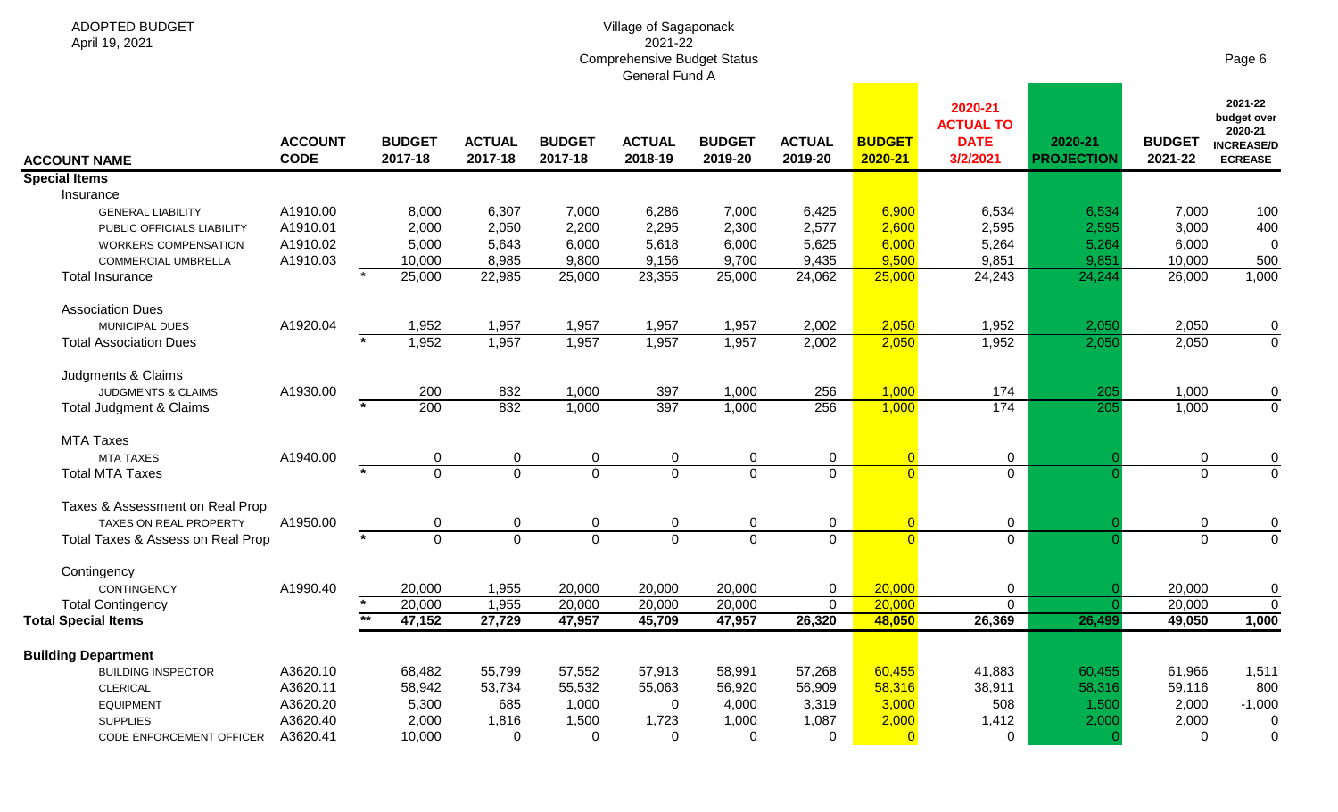ADOPTED BUDGET
April 19, 2021

# Village of Sagaponack
## 2021-22
## Comprehensive Budget Status
## General Fund A

| ACCOUNT NAME | ACCOUNT CODE | | BUDGET 2017-18 | ACTUAL 2017-18 | BUDGET 2017-18 | ACTUAL 2018-19 | BUDGET 2019-20 | ACTUAL 2019-20 | BUDGET 2020-21 | 2020-21 ACTUAL TO DATE 3/2/2021 | 2020-21 PROJECTION | BUDGET 2021-22 | 2021-22 budget over 2020-21 INCREASE/DECREASE |
|---|---|---|---|---|---|---|---|---|---|---|---|---|---|
| **Special Items** | | | | | | | | | | | | | |
| Insurance | | | | | | | | | | | | | |
| GENERAL LIABILITY | A1910.00 | | 8,000 | 6,307 | 7,000 | 6,286 | 7,000 | 6,425 | 6,900 | 6,534 | 6,534 | 7,000 | 100 |
| PUBLIC OFFICIALS LIABILITY | A1910.01 | | 2,000 | 2,050 | 2,200 | 2,295 | 2,300 | 2,577 | 2,600 | 2,595 | 2,595 | 3,000 | 400 |
| WORKERS COMPENSATION | A1910.02 | | 5,000 | 5,643 | 6,000 | 5,618 | 6,000 | 5,625 | 6,000 | 5,264 | 5,264 | 6,000 | 0 |
| COMMERCIAL UMBRELLA | A1910.03 | | 10,000 | 8,985 | 9,800 | 9,156 | 9,700 | 9,435 | 9,500 | 9,851 | 9,851 | 10,000 | 500 |
| Total Insurance | | * | 25,000 | 22,985 | 25,000 | 23,355 | 25,000 | 24,062 | 25,000 | 24,243 | 24,244 | 26,000 | 1,000 |
| Association Dues | | | | | | | | | | | | | |
| MUNICIPAL DUES | A1920.04 | | 1,952 | 1,957 | 1,957 | 1,957 | 1,957 | 2,002 | 2,050 | 1,952 | 2,050 | 2,050 | 0 |
| Total Association Dues | | * | 1,952 | 1,957 | 1,957 | 1,957 | 1,957 | 2,002 | 2,050 | 1,952 | 2,050 | 2,050 | 0 |
| Judgments & Claims | | | | | | | | | | | | | |
| JUDGMENTS & CLAIMS | A1930.00 | | 200 | 832 | 1,000 | 397 | 1,000 | 256 | 1,000 | 174 | 205 | 1,000 | 0 |
| Total Judgment & Claims | | * | 200 | 832 | 1,000 | 397 | 1,000 | 256 | 1,000 | 174 | 205 | 1,000 | 0 |
| MTA Taxes | | | | | | | | | | | | | |
| MTA TAXES | A1940.00 | | 0 | 0 | 0 | 0 | 0 | 0 | 0 | 0 | 0 | 0 | 0 |
| Total MTA Taxes | | * | 0 | 0 | 0 | 0 | 0 | 0 | 0 | 0 | 0 | 0 | 0 |
| Taxes & Assessment on Real Prop | | | | | | | | | | | | | |
| TAXES ON REAL PROPERTY | A1950.00 | | 0 | 0 | 0 | 0 | 0 | 0 | 0 | 0 | 0 | 0 | 0 |
| Total Taxes & Assess on Real Prop | | * | 0 | 0 | 0 | 0 | 0 | 0 | 0 | 0 | 0 | 0 | 0 |
| Contingency | | | | | | | | | | | | | |
| CONTINGENCY | A1990.40 | | 20,000 | 1,955 | 20,000 | 20,000 | 20,000 | 0 | 20,000 | 0 | 0 | 20,000 | 0 |
| Total Contingency | | * | 20,000 | 1,955 | 20,000 | 20,000 | 20,000 | 0 | 20,000 | 0 | 0 | 20,000 | 0 |
| **Total Special Items** | | ** | 47,152 | 27,729 | 47,957 | 45,709 | 47,957 | 26,320 | 48,050 | 26,369 | 26,499 | 49,050 | 1,000 |
| **Building Department** | | | | | | | | | | | | | |
| BUILDING INSPECTOR | A3620.10 | | 68,482 | 55,799 | 57,552 | 57,913 | 58,991 | 57,268 | 60,455 | 41,883 | 60,455 | 61,966 | 1,511 |
| CLERICAL | A3620.11 | | 58,942 | 53,734 | 55,532 | 55,063 | 56,920 | 56,909 | 58,316 | 38,911 | 58,316 | 59,116 | 800 |
| EQUIPMENT | A3620.20 | | 5,300 | 685 | 1,000 | 0 | 4,000 | 3,319 | 3,000 | 508 | 1,500 | 2,000 | -1,000 |
| SUPPLIES | A3620.40 | | 2,000 | 1,816 | 1,500 | 1,723 | 1,000 | 1,087 | 2,000 | 1,412 | 2,000 | 2,000 | 0 |
| CODE ENFORCEMENT OFFICER | A3620.41 | | 10,000 | 0 | 0 | 0 | 0 | 0 | 0 | 0 | 0 | 0 | 0 |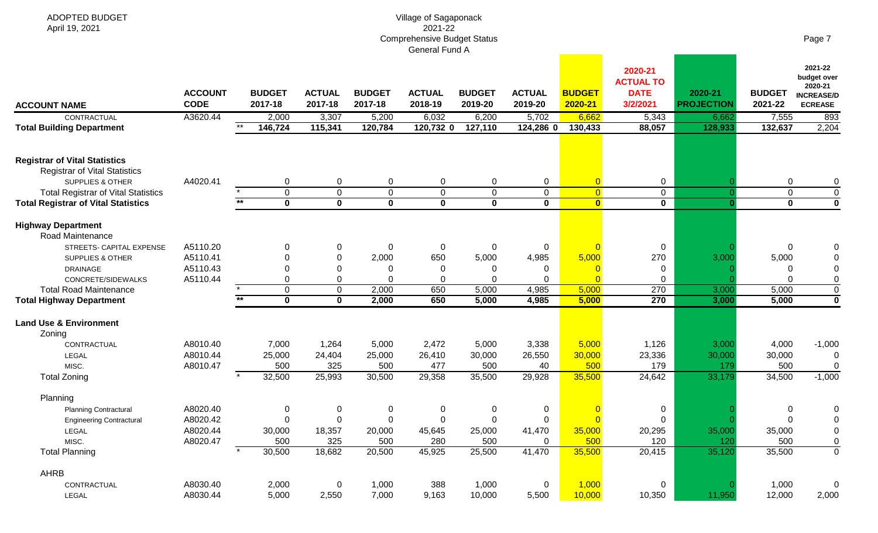ADOPTED BUDGET
April 19, 2021

# Village of Sagaponack
## 2021-22
## Comprehensive Budget Status
## General Fund A

| ACCOUNT NAME | ACCOUNT CODE | | BUDGET 2017-18 | ACTUAL 2017-18 | BUDGET 2017-18 | ACTUAL 2018-19 | BUDGET 2019-20 | ACTUAL 2019-20 | BUDGET 2020-21 | 2020-21 ACTUAL TO DATE 3/2/2021 | 2020-21 PROJECTION | BUDGET 2021-22 | 2021-22 budget over 2020-21 INCREASE/DECREASE |
|---|---|---|---|---|---|---|---|---|---|---|---|---|---|
| CONTRACTUAL | A3620.44 | | 2,000 | 3,307 | 5,200 | 6,032 | 6,200 | 5,702 | 6,662 | 5,343 | 6,662 | 7,555 | 893 |
| **Total Building Department** | | ** | **146,724** | **115,341** | **120,784** | **120,732 0** | **127,110** | **124,286 0** | **130,433** | **88,057** | **128,933** | **132,637** | 2,204 |
| **Registrar of Vital Statistics** | | | | | | | | | | | | | |
| Registrar of Vital Statistics | | | | | | | | | | | | | |
| SUPPLIES & OTHER | A4020.41 | | 0 | 0 | 0 | 0 | 0 | 0 | 0 | 0 | 0 | 0 | 0 |
| Total Registrar of Vital Statistics | | * | 0 | 0 | 0 | 0 | 0 | 0 | 0 | 0 | 0 | 0 | 0 |
| **Total Registrar of Vital Statistics** | | ** | **0** | **0** | **0** | **0** | **0** | **0** | **0** | **0** | **0** | **0** | **0** |
| **Highway Department** | | | | | | | | | | | | | |
| Road Maintenance | | | | | | | | | | | | | |
| STREETS- CAPITAL EXPENSE | A5110.20 | | 0 | 0 | 0 | 0 | 0 | 0 | 0 | 0 | 0 | 0 | 0 |
| SUPPLIES & OTHER | A5110.41 | | 0 | 0 | 2,000 | 650 | 5,000 | 4,985 | 5,000 | 270 | 3,000 | 5,000 | 0 |
| DRAINAGE | A5110.43 | | 0 | 0 | 0 | 0 | 0 | 0 | 0 | 0 | 0 | 0 | 0 |
| CONCRETE/SIDEWALKS | A5110.44 | | 0 | 0 | 0 | 0 | 0 | 0 | 0 | 0 | 0 | 0 | 0 |
| Total Road Maintenance | | * | 0 | 0 | 2,000 | 650 | 5,000 | 4,985 | 5,000 | 270 | 3,000 | 5,000 | 0 |
| **Total Highway Department** | | ** | **0** | **0** | **2,000** | **650** | **5,000** | **4,985** | **5,000** | **270** | **3,000** | **5,000** | **0** |
| **Land Use & Environment** | | | | | | | | | | | | | |
| Zoning | | | | | | | | | | | | | |
| CONTRACTUAL | A8010.40 | | 7,000 | 1,264 | 5,000 | 2,472 | 5,000 | 3,338 | 5,000 | 1,126 | 3,000 | 4,000 | -1,000 |
| LEGAL | A8010.44 | | 25,000 | 24,404 | 25,000 | 26,410 | 30,000 | 26,550 | 30,000 | 23,336 | 30,000 | 30,000 | 0 |
| MISC. | A8010.47 | | 500 | 325 | 500 | 477 | 500 | 40 | 500 | 179 | 179 | 500 | 0 |
| Total Zoning | | * | 32,500 | 25,993 | 30,500 | 29,358 | 35,500 | 29,928 | 35,500 | 24,642 | 33,179 | 34,500 | -1,000 |
| Planning | | | | | | | | | | | | | |
| Planning Contractural | A8020.40 | | 0 | 0 | 0 | 0 | 0 | 0 | 0 | 0 | 0 | 0 | 0 |
| Engineering Contractural | A8020.42 | | 0 | 0 | 0 | 0 | 0 | 0 | 0 | 0 | 0 | 0 | 0 |
| LEGAL | A8020.44 | | 30,000 | 18,357 | 20,000 | 45,645 | 25,000 | 41,470 | 35,000 | 20,295 | 35,000 | 35,000 | 0 |
| MISC. | A8020.47 | | 500 | 325 | 500 | 280 | 500 | 0 | 500 | 120 | 120 | 500 | 0 |
| Total Planning | | * | 30,500 | 18,682 | 20,500 | 45,925 | 25,500 | 41,470 | 35,500 | 20,415 | 35,120 | 35,500 | 0 |
| AHRB | | | | | | | | | | | | | |
| CONTRACTUAL | A8030.40 | | 2,000 | 0 | 1,000 | 388 | 1,000 | 0 | 1,000 | 0 | 0 | 1,000 | 0 |
| LEGAL | A8030.44 | | 5,000 | 2,550 | 7,000 | 9,163 | 10,000 | 5,500 | 10,000 | 10,350 | 11,950 | 12,000 | 2,000 |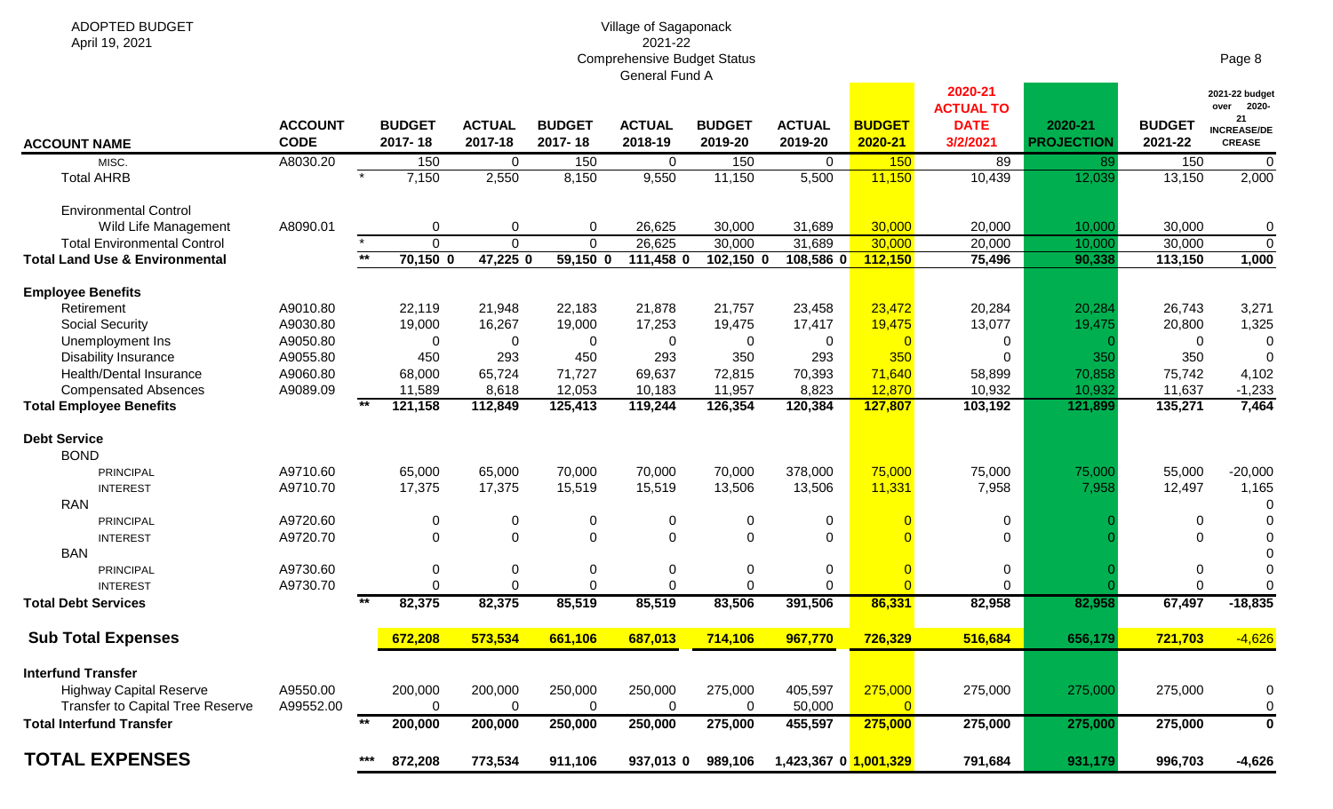ADOPTED BUDGET
April 19, 2021

Village of Sagaponack
2021-22
Comprehensive Budget Status
General Fund A

| ACCOUNT NAME | ACCOUNT CODE | | BUDGET 2017-18 | ACTUAL 2017-18 | BUDGET 2017-18 | ACTUAL 2018-19 | BUDGET 2019-20 | ACTUAL 2019-20 | BUDGET 2020-21 | 2020-21 ACTUAL TO DATE 3/2/2021 | 2020-21 PROJECTION | BUDGET 2021-22 | 2021-22 budget over 2020-21 INCREASE/DECREASE |
|---|---|---|---|---|---|---|---|---|---|---|---|---|---|
| MISC. | A8030.20 | | 150 | 0 | 150 | 0 | 150 | 0 | 150 | 89 | 89 | 150 | 0 |
| Total AHRB | | * | 7,150 | 2,550 | 8,150 | 9,550 | 11,150 | 5,500 | 11,150 | 10,439 | 12,039 | 13,150 | 2,000 |
| Environmental Control | | | | | | | | | | | | | |
| Wild Life Management | A8090.01 | | 0 | 0 | 0 | 26,625 | 30,000 | 31,689 | 30,000 | 20,000 | 10,000 | 30,000 | 0 |
| Total Environmental Control | | * | 0 | 0 | 0 | 26,625 | 30,000 | 31,689 | 30,000 | 20,000 | 10,000 | 30,000 | 0 |
| **Total Land Use & Environmental** | | ** | 70,150 0 | 47,225 0 | 59,150 0 | 111,458 0 | 102,150 0 | 108,586 0 | 112,150 | 75,496 | 90,338 | 113,150 | 1,000 |
| **Employee Benefits** | | | | | | | | | | | | | |
| Retirement | A9010.80 | | 22,119 | 21,948 | 22,183 | 21,878 | 21,757 | 23,458 | 23,472 | 20,284 | 20,284 | 26,743 | 3,271 |
| Social Security | A9030.80 | | 19,000 | 16,267 | 19,000 | 17,253 | 19,475 | 17,417 | 19,475 | 13,077 | 19,475 | 20,800 | 1,325 |
| Unemployment Ins | A9050.80 | | 0 | 0 | 0 | 0 | 0 | 0 | 0 | 0 | 0 | 0 | 0 |
| Disability Insurance | A9055.80 | | 450 | 293 | 450 | 293 | 350 | 293 | 350 | 0 | 350 | 350 | 0 |
| Health/Dental Insurance | A9060.80 | | 68,000 | 65,724 | 71,727 | 69,637 | 72,815 | 70,393 | 71,640 | 58,899 | 70,858 | 75,742 | 4,102 |
| Compensated Absences | A9089.09 | | 11,589 | 8,618 | 12,053 | 10,183 | 11,957 | 8,823 | 12,870 | 10,932 | 10,932 | 11,637 | -1,233 |
| **Total Employee Benefits** | | ** | 121,158 | 112,849 | 125,413 | 119,244 | 126,354 | 120,384 | 127,807 | 103,192 | 121,899 | 135,271 | 7,464 |
| **Debt Service** | | | | | | | | | | | | | |
| BOND | | | | | | | | | | | | | |
| PRINCIPAL | A9710.60 | | 65,000 | 65,000 | 70,000 | 70,000 | 70,000 | 378,000 | 75,000 | 75,000 | 75,000 | 55,000 | -20,000 |
| INTEREST | A9710.70 | | 17,375 | 17,375 | 15,519 | 15,519 | 13,506 | 13,506 | 11,331 | 7,958 | 7,958 | 12,497 | 1,165 |
| RAN | | | | | | | | | | | | | 0 |
| PRINCIPAL | A9720.60 | | 0 | 0 | 0 | 0 | 0 | 0 | 0 | 0 | 0 | 0 | 0 |
| INTEREST | A9720.70 | | 0 | 0 | 0 | 0 | 0 | 0 | 0 | 0 | 0 | 0 | 0 |
| BAN | | | | | | | | | | | | | 0 |
| PRINCIPAL | A9730.60 | | 0 | 0 | 0 | 0 | 0 | 0 | 0 | 0 | 0 | 0 | 0 |
| INTEREST | A9730.70 | | 0 | 0 | 0 | 0 | 0 | 0 | 0 | 0 | 0 | 0 | 0 |
| **Total Debt Services** | | ** | 82,375 | 82,375 | 85,519 | 85,519 | 83,506 | 391,506 | 86,331 | 82,958 | 82,958 | 67,497 | -18,835 |
| **Sub Total Expenses** | | | 672,208 | 573,534 | 661,106 | 687,013 | 714,106 | 967,770 | 726,329 | 516,684 | 656,179 | 721,703 | -4,626 |
| **Interfund Transfer** | | | | | | | | | | | | | |
| Highway Capital Reserve | A9550.00 | | 200,000 | 200,000 | 250,000 | 250,000 | 275,000 | 405,597 | 275,000 | 275,000 | 275,000 | 275,000 | 0 |
| Transfer to Capital Tree Reserve | A99552.00 | | 0 | 0 | 0 | 0 | 0 | 50,000 | 0 | | | | 0 |
| **Total Interfund Transfer** | | ** | 200,000 | 200,000 | 250,000 | 250,000 | 275,000 | 455,597 | 275,000 | 275,000 | 275,000 | 275,000 | 0 |
| **TOTAL EXPENSES** | | *** | 872,208 | 773,534 | 911,106 | 937,013 0 | 989,106 | 1,423,367 0 | 1,001,329 | 791,684 | 931,179 | 996,703 | -4,626 |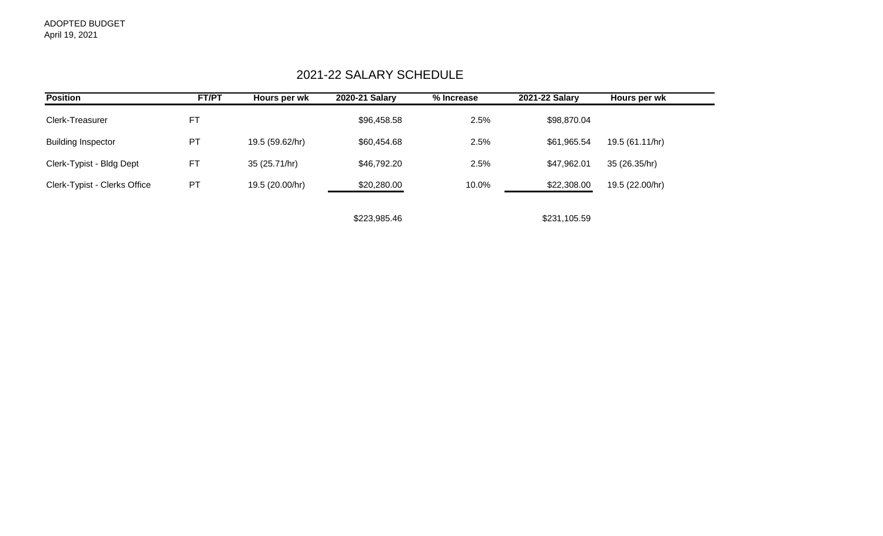ADOPTED BUDGET
April 19, 2021

# 2021-22 SALARY SCHEDULE

| Position | FT/PT | Hours per wk | 2020-21 Salary | % Increase | 2021-22 Salary | Hours per wk |
|---|---|---|---|---|---|---|
| Clerk-Treasurer | FT | | $96,458.58 | 2.5% | $98,870.04 | |
| Building Inspector | PT | 19.5 (59.62/hr) | $60,454.68 | 2.5% | $61,965.54 | 19.5 (61.11/hr) |
| Clerk-Typist - Bldg Dept | FT | 35 (25.71/hr) | $46,792.20 | 2.5% | $47,962.01 | 35 (26.35/hr) |
| Clerk-Typist - Clerks Office | PT | 19.5 (20.00/hr) | $20,280.00 | 10.0% | $22,308.00 | 19.5 (22.00/hr) |
| | | | $223,985.46 | | $231,105.59 | |